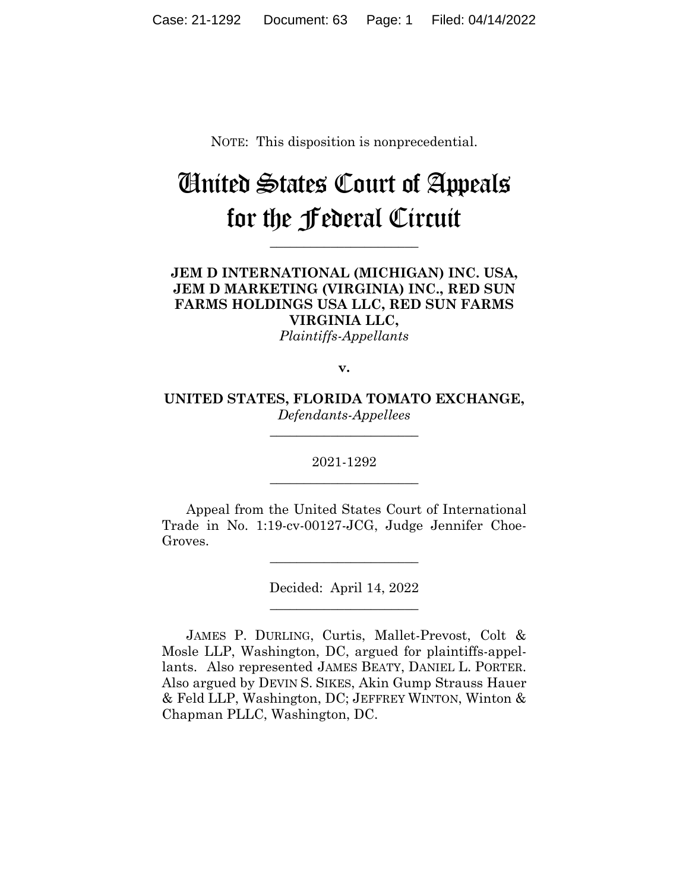NOTE: This disposition is nonprecedential.

# United States Court of Appeals for the Federal Circuit

______________________

**JEM D INTERNATIONAL (MICHIGAN) INC. USA, JEM D MARKETING (VIRGINIA) INC., RED SUN FARMS HOLDINGS USA LLC, RED SUN FARMS VIRGINIA LLC,**
*Plaintiffs-Appellants*

**v.**

**UNITED STATES, FLORIDA TOMATO EXCHANGE,**
*Defendants-Appellees*

______________________

2021-1292

______________________

Appeal from the United States Court of International Trade in No. 1:19-cv-00127-JCG, Judge Jennifer Choe-Groves.

______________________

Decided: April 14, 2022

______________________

JAMES P. DURLING, Curtis, Mallet-Prevost, Colt & Mosle LLP, Washington, DC, argued for plaintiffs-appellants. Also represented JAMES BEATY, DANIEL L. PORTER. Also argued by DEVIN S. SIKES, Akin Gump Strauss Hauer & Feld LLP, Washington, DC; JEFFREY WINTON, Winton & Chapman PLLC, Washington, DC.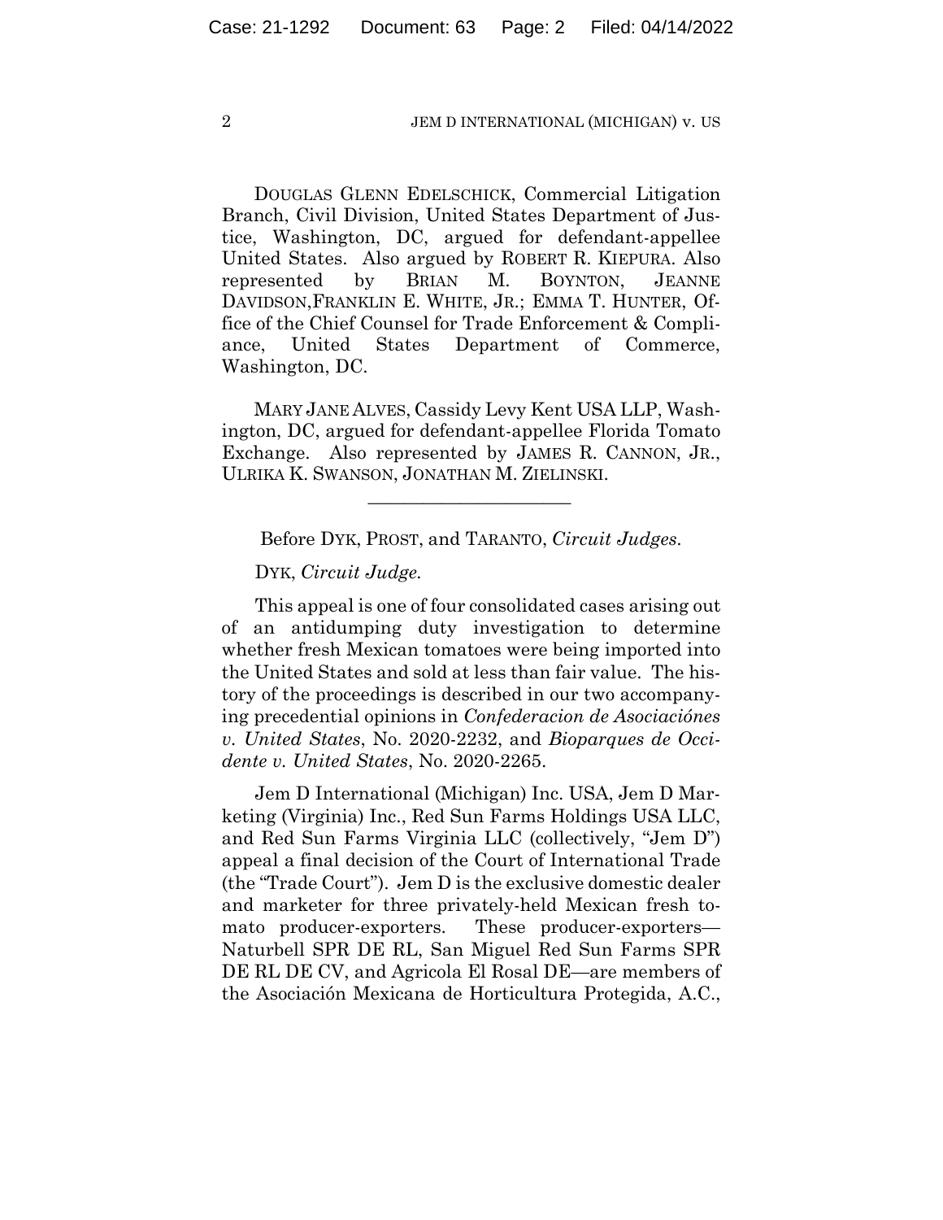DOUGLAS GLENN EDELSCHICK, Commercial Litigation Branch, Civil Division, United States Department of Justice, Washington, DC, argued for defendant-appellee United States. Also argued by ROBERT R. KIEPURA. Also represented by BRIAN M. BOYNTON, JEANNE DAVIDSON, FRANKLIN E. WHITE, JR.; EMMA T. HUNTER, Office of the Chief Counsel for Trade Enforcement & Compliance, United States Department of Commerce, Washington, DC.

MARY JANE ALVES, Cassidy Levy Kent USA LLP, Washington, DC, argued for defendant-appellee Florida Tomato Exchange. Also represented by JAMES R. CANNON, JR., ULRIKA K. SWANSON, JONATHAN M. ZIELINSKI.

---

Before DYK, PROST, and TARANTO, *Circuit Judges*.

DYK, *Circuit Judge*.

This appeal is one of four consolidated cases arising out of an antidumping duty investigation to determine whether fresh Mexican tomatoes were being imported into the United States and sold at less than fair value. The history of the proceedings is described in our two accompanying precedential opinions in *Confederacion de Asociaciónes v. United States*, No. 2020-2232, and *Bioparques de Occidente v. United States*, No. 2020-2265.

Jem D International (Michigan) Inc. USA, Jem D Marketing (Virginia) Inc., Red Sun Farms Holdings USA LLC, and Red Sun Farms Virginia LLC (collectively, "Jem D") appeal a final decision of the Court of International Trade (the "Trade Court"). Jem D is the exclusive domestic dealer and marketer for three privately-held Mexican fresh tomato producer-exporters. These producer-exporters—Naturbell SPR DE RL, San Miguel Red Sun Farms SPR DE RL DE CV, and Agricola El Rosal DE—are members of the Asociación Mexicana de Horticultura Protegida, A.C.,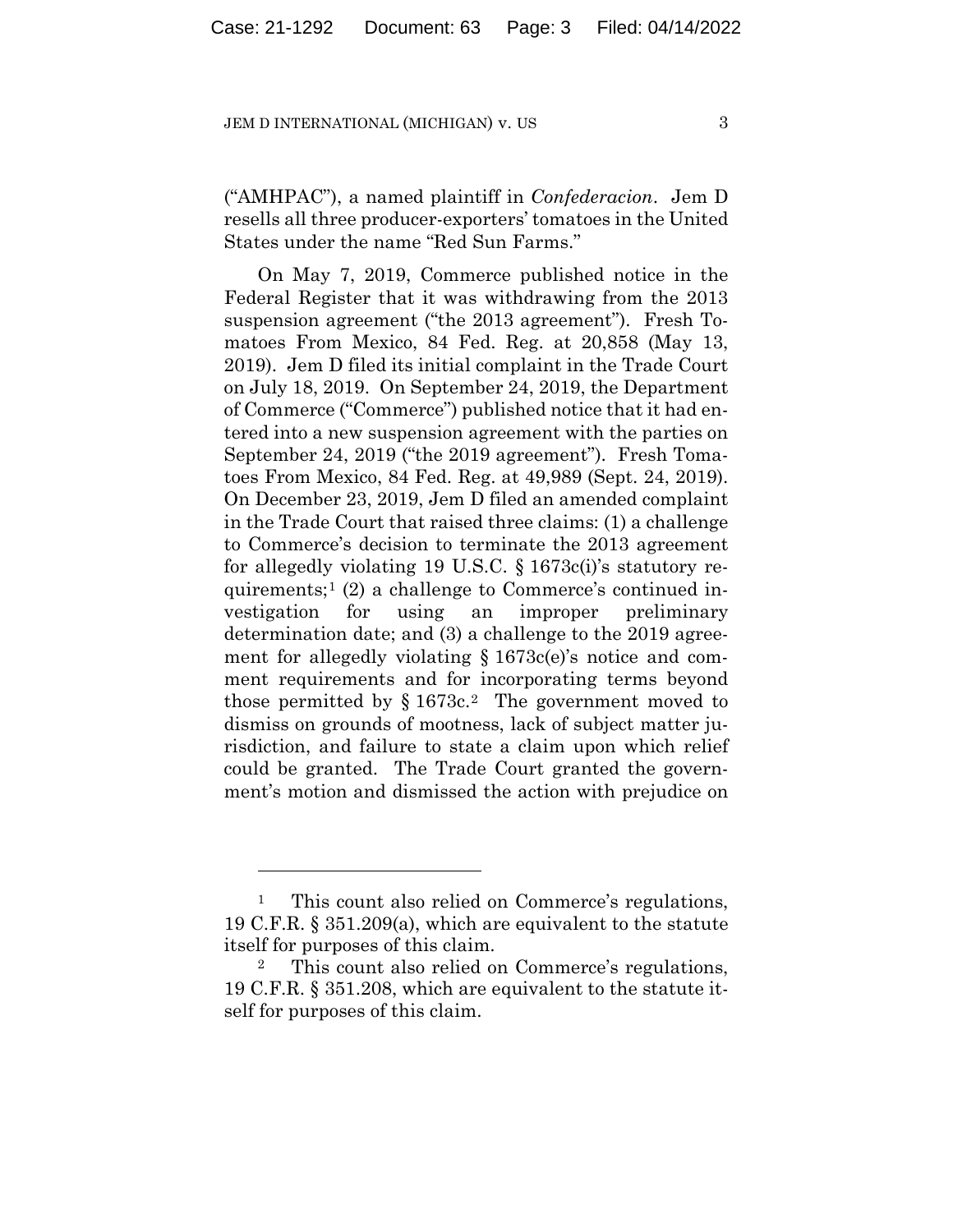("AMHPAC"), a named plaintiff in *Confederacion*. Jem D resells all three producer-exporters' tomatoes in the United States under the name "Red Sun Farms."

On May 7, 2019, Commerce published notice in the Federal Register that it was withdrawing from the 2013 suspension agreement ("the 2013 agreement"). Fresh Tomatoes From Mexico, 84 Fed. Reg. at 20,858 (May 13, 2019). Jem D filed its initial complaint in the Trade Court on July 18, 2019. On September 24, 2019, the Department of Commerce ("Commerce") published notice that it had entered into a new suspension agreement with the parties on September 24, 2019 ("the 2019 agreement"). Fresh Tomatoes From Mexico, 84 Fed. Reg. at 49,989 (Sept. 24, 2019). On December 23, 2019, Jem D filed an amended complaint in the Trade Court that raised three claims: (1) a challenge to Commerce's decision to terminate the 2013 agreement for allegedly violating 19 U.S.C. § 1673c(i)'s statutory requirements;[1] (2) a challenge to Commerce's continued investigation for using an improper preliminary determination date; and (3) a challenge to the 2019 agreement for allegedly violating § 1673c(e)'s notice and comment requirements and for incorporating terms beyond those permitted by § 1673c.[2] The government moved to dismiss on grounds of mootness, lack of subject matter jurisdiction, and failure to state a claim upon which relief could be granted. The Trade Court granted the government's motion and dismissed the action with prejudice on

---

[1] This count also relied on Commerce's regulations, 19 C.F.R. § 351.209(a), which are equivalent to the statute itself for purposes of this claim.

[2] This count also relied on Commerce's regulations, 19 C.F.R. § 351.208, which are equivalent to the statute itself for purposes of this claim.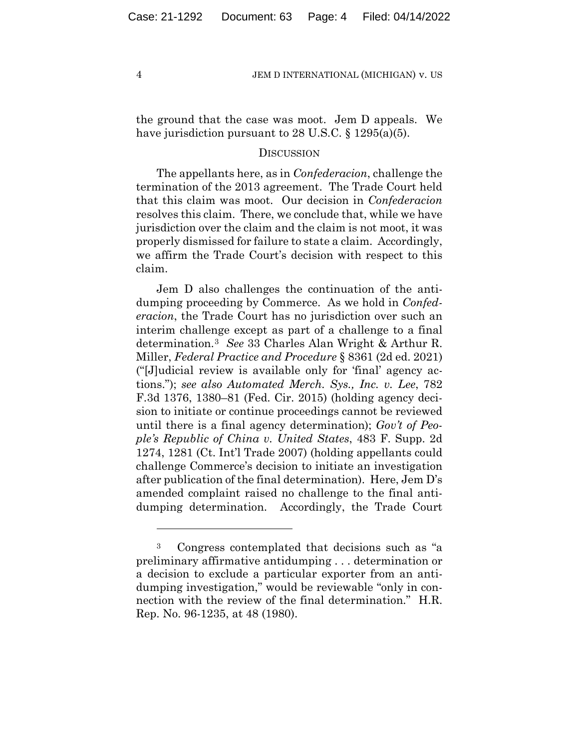the ground that the case was moot. Jem D appeals. We have jurisdiction pursuant to 28 U.S.C. § 1295(a)(5).

## DISCUSSION

The appellants here, as in *Confederacion*, challenge the termination of the 2013 agreement. The Trade Court held that this claim was moot. Our decision in *Confederacion* resolves this claim. There, we conclude that, while we have jurisdiction over the claim and the claim is not moot, it was properly dismissed for failure to state a claim. Accordingly, we affirm the Trade Court's decision with respect to this claim.

Jem D also challenges the continuation of the antidumping proceeding by Commerce. As we hold in *Confederacion*, the Trade Court has no jurisdiction over such an interim challenge except as part of a challenge to a final determination.[3] *See* 33 Charles Alan Wright & Arthur R. Miller, *Federal Practice and Procedure* § 8361 (2d ed. 2021) ("[J]udicial review is available only for 'final' agency actions."); *see also Automated Merch. Sys., Inc. v. Lee*, 782 F.3d 1376, 1380–81 (Fed. Cir. 2015) (holding agency decision to initiate or continue proceedings cannot be reviewed until there is a final agency determination); *Gov't of People's Republic of China v. United States*, 483 F. Supp. 2d 1274, 1281 (Ct. Int'l Trade 2007) (holding appellants could challenge Commerce's decision to initiate an investigation after publication of the final determination). Here, Jem D's amended complaint raised no challenge to the final antidumping determination. Accordingly, the Trade Court

---

[3] Congress contemplated that decisions such as "a preliminary affirmative antidumping . . . determination or a decision to exclude a particular exporter from an antidumping investigation," would be reviewable "only in connection with the review of the final determination." H.R. Rep. No. 96-1235, at 48 (1980).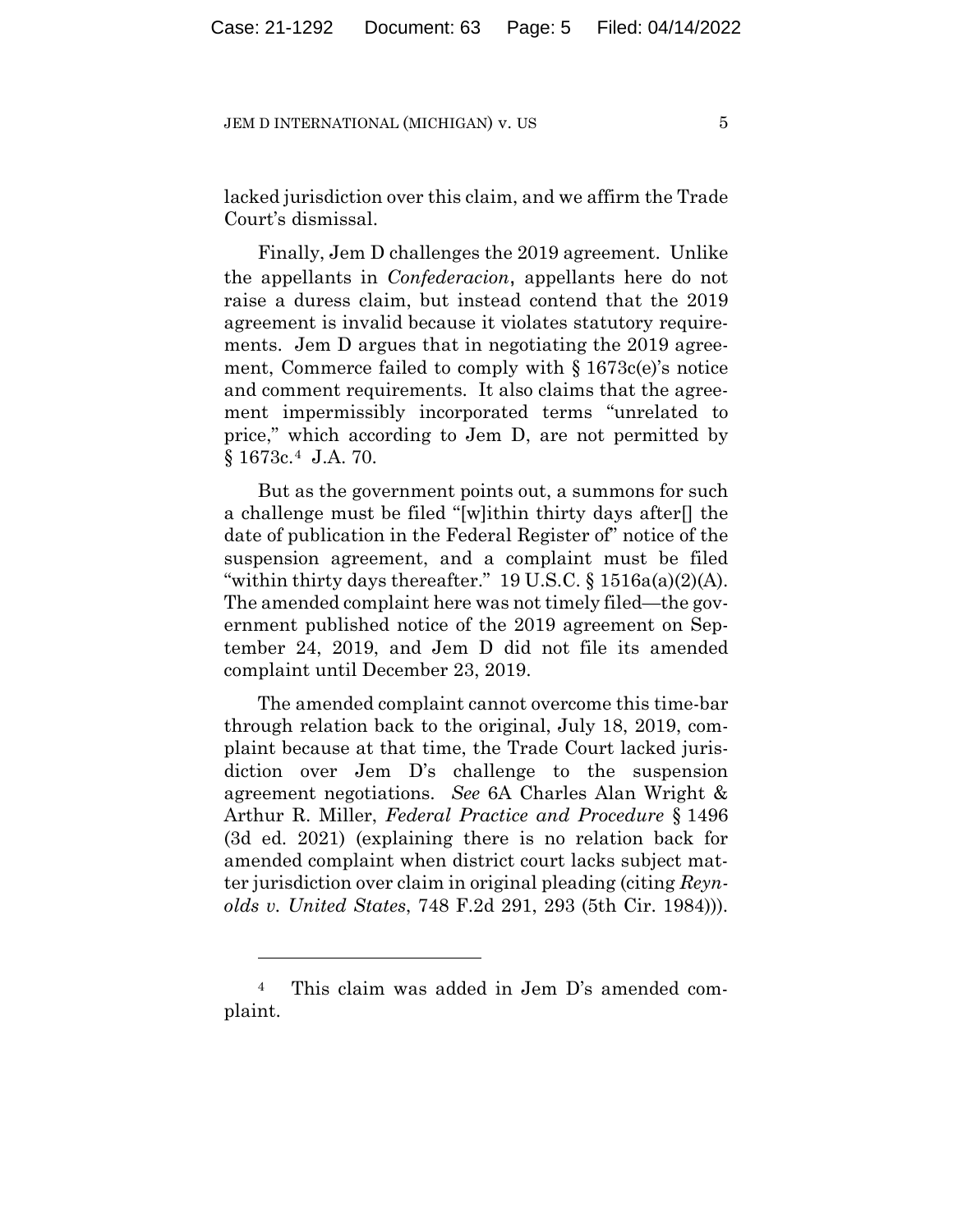lacked jurisdiction over this claim, and we affirm the Trade Court's dismissal.

Finally, Jem D challenges the 2019 agreement. Unlike the appellants in *Confederacion*, appellants here do not raise a duress claim, but instead contend that the 2019 agreement is invalid because it violates statutory requirements. Jem D argues that in negotiating the 2019 agreement, Commerce failed to comply with § 1673c(e)'s notice and comment requirements. It also claims that the agreement impermissibly incorporated terms "unrelated to price," which according to Jem D, are not permitted by § 1673c.[4] J.A. 70.

But as the government points out, a summons for such a challenge must be filed "[w]ithin thirty days after[] the date of publication in the Federal Register of" notice of the suspension agreement, and a complaint must be filed "within thirty days thereafter." 19 U.S.C. § 1516a(a)(2)(A). The amended complaint here was not timely filed—the government published notice of the 2019 agreement on September 24, 2019, and Jem D did not file its amended complaint until December 23, 2019.

The amended complaint cannot overcome this time-bar through relation back to the original, July 18, 2019, complaint because at that time, the Trade Court lacked jurisdiction over Jem D's challenge to the suspension agreement negotiations. *See* 6A Charles Alan Wright & Arthur R. Miller, *Federal Practice and Procedure* § 1496 (3d ed. 2021) (explaining there is no relation back for amended complaint when district court lacks subject matter jurisdiction over claim in original pleading (citing *Reynolds v. United States*, 748 F.2d 291, 293 (5th Cir. 1984))).

---

[4] This claim was added in Jem D's amended complaint.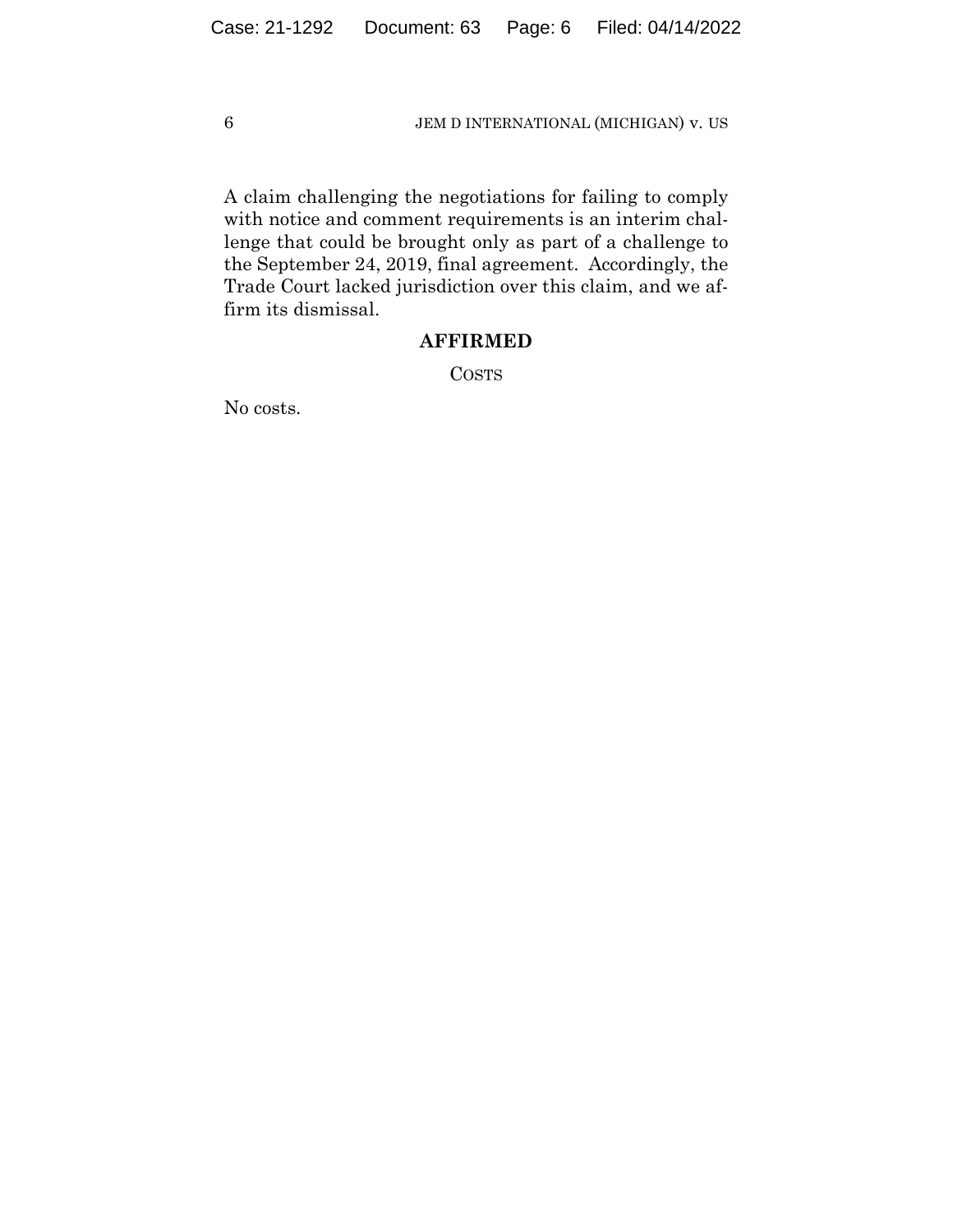A claim challenging the negotiations for failing to comply with notice and comment requirements is an interim challenge that could be brought only as part of a challenge to the September 24, 2019, final agreement. Accordingly, the Trade Court lacked jurisdiction over this claim, and we affirm its dismissal.

**AFFIRMED**

COSTS

No costs.